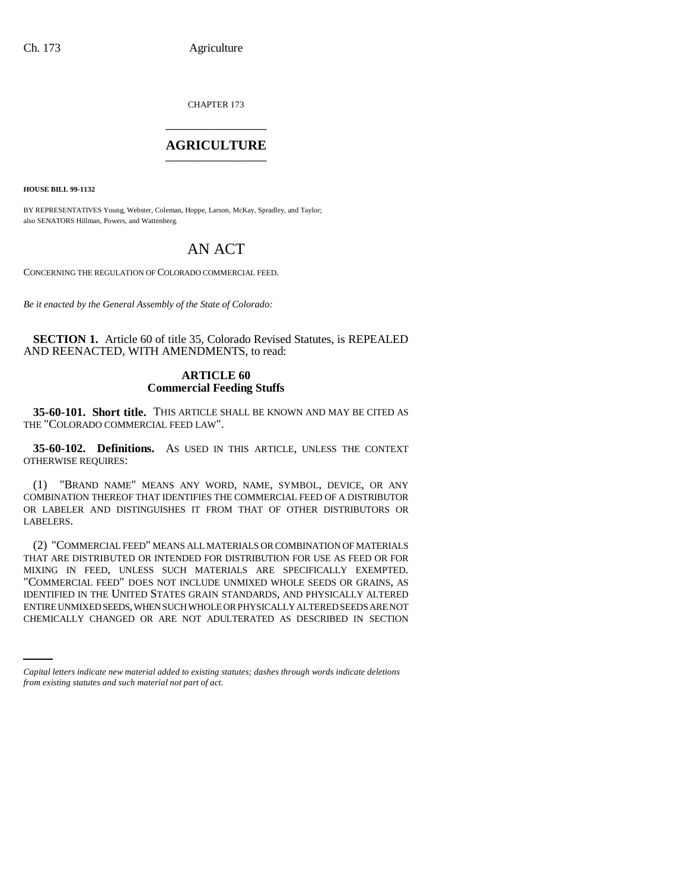CHAPTER 173

# AGRICULTURE

**HOUSE BILL 99-1132**

BY REPRESENTATIVES Young, Webster, Coleman, Hoppe, Larson, McKay, Spradley, and Taylor; also SENATORS Hillman, Powers, and Wattenberg.

# AN ACT

CONCERNING THE REGULATION OF COLORADO COMMERCIAL FEED.

*Be it enacted by the General Assembly of the State of Colorado:*

**SECTION 1.** Article 60 of title 35, Colorado Revised Statutes, is REPEALED AND REENACTED, WITH AMENDMENTS, to read:

## ARTICLE 60
## Commercial Feeding Stuffs

**35-60-101. Short title.** THIS ARTICLE SHALL BE KNOWN AND MAY BE CITED AS THE "COLORADO COMMERCIAL FEED LAW".

**35-60-102. Definitions.** AS USED IN THIS ARTICLE, UNLESS THE CONTEXT OTHERWISE REQUIRES:

(1) "BRAND NAME" MEANS ANY WORD, NAME, SYMBOL, DEVICE, OR ANY COMBINATION THEREOF THAT IDENTIFIES THE COMMERCIAL FEED OF A DISTRIBUTOR OR LABELER AND DISTINGUISHES IT FROM THAT OF OTHER DISTRIBUTORS OR LABELERS.

(2) "COMMERCIAL FEED" MEANS ALL MATERIALS OR COMBINATION OF MATERIALS THAT ARE DISTRIBUTED OR INTENDED FOR DISTRIBUTION FOR USE AS FEED OR FOR MIXING IN FEED, UNLESS SUCH MATERIALS ARE SPECIFICALLY EXEMPTED. "COMMERCIAL FEED" DOES NOT INCLUDE UNMIXED WHOLE SEEDS OR GRAINS, AS IDENTIFIED IN THE UNITED STATES GRAIN STANDARDS, AND PHYSICALLY ALTERED ENTIRE UNMIXED SEEDS, WHEN SUCH WHOLE OR PHYSICALLY ALTERED SEEDS ARE NOT CHEMICALLY CHANGED OR ARE NOT ADULTERATED AS DESCRIBED IN SECTION

*Capital letters indicate new material added to existing statutes; dashes through words indicate deletions from existing statutes and such material not part of act.*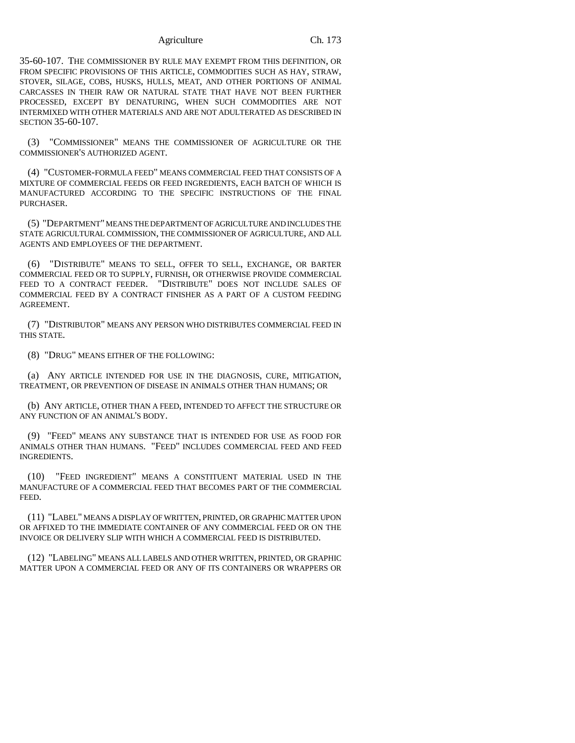35-60-107. THE COMMISSIONER BY RULE MAY EXEMPT FROM THIS DEFINITION, OR FROM SPECIFIC PROVISIONS OF THIS ARTICLE, COMMODITIES SUCH AS HAY, STRAW, STOVER, SILAGE, COBS, HUSKS, HULLS, MEAT, AND OTHER PORTIONS OF ANIMAL CARCASSES IN THEIR RAW OR NATURAL STATE THAT HAVE NOT BEEN FURTHER PROCESSED, EXCEPT BY DENATURING, WHEN SUCH COMMODITIES ARE NOT INTERMIXED WITH OTHER MATERIALS AND ARE NOT ADULTERATED AS DESCRIBED IN SECTION 35-60-107.

(3) "COMMISSIONER" MEANS THE COMMISSIONER OF AGRICULTURE OR THE COMMISSIONER'S AUTHORIZED AGENT.

(4) "CUSTOMER-FORMULA FEED" MEANS COMMERCIAL FEED THAT CONSISTS OF A MIXTURE OF COMMERCIAL FEEDS OR FEED INGREDIENTS, EACH BATCH OF WHICH IS MANUFACTURED ACCORDING TO THE SPECIFIC INSTRUCTIONS OF THE FINAL PURCHASER.

(5) "DEPARTMENT" MEANS THE DEPARTMENT OF AGRICULTURE AND INCLUDES THE STATE AGRICULTURAL COMMISSION, THE COMMISSIONER OF AGRICULTURE, AND ALL AGENTS AND EMPLOYEES OF THE DEPARTMENT.

(6) "DISTRIBUTE" MEANS TO SELL, OFFER TO SELL, EXCHANGE, OR BARTER COMMERCIAL FEED OR TO SUPPLY, FURNISH, OR OTHERWISE PROVIDE COMMERCIAL FEED TO A CONTRACT FEEDER. "DISTRIBUTE" DOES NOT INCLUDE SALES OF COMMERCIAL FEED BY A CONTRACT FINISHER AS A PART OF A CUSTOM FEEDING AGREEMENT.

(7) "DISTRIBUTOR" MEANS ANY PERSON WHO DISTRIBUTES COMMERCIAL FEED IN THIS STATE.

(8) "DRUG" MEANS EITHER OF THE FOLLOWING:

(a) ANY ARTICLE INTENDED FOR USE IN THE DIAGNOSIS, CURE, MITIGATION, TREATMENT, OR PREVENTION OF DISEASE IN ANIMALS OTHER THAN HUMANS; OR

(b) ANY ARTICLE, OTHER THAN A FEED, INTENDED TO AFFECT THE STRUCTURE OR ANY FUNCTION OF AN ANIMAL'S BODY.

(9) "FEED" MEANS ANY SUBSTANCE THAT IS INTENDED FOR USE AS FOOD FOR ANIMALS OTHER THAN HUMANS. "FEED" INCLUDES COMMERCIAL FEED AND FEED INGREDIENTS.

(10) "FEED INGREDIENT" MEANS A CONSTITUENT MATERIAL USED IN THE MANUFACTURE OF A COMMERCIAL FEED THAT BECOMES PART OF THE COMMERCIAL FEED.

(11) "LABEL" MEANS A DISPLAY OF WRITTEN, PRINTED, OR GRAPHIC MATTER UPON OR AFFIXED TO THE IMMEDIATE CONTAINER OF ANY COMMERCIAL FEED OR ON THE INVOICE OR DELIVERY SLIP WITH WHICH A COMMERCIAL FEED IS DISTRIBUTED.

(12) "LABELING" MEANS ALL LABELS AND OTHER WRITTEN, PRINTED, OR GRAPHIC MATTER UPON A COMMERCIAL FEED OR ANY OF ITS CONTAINERS OR WRAPPERS OR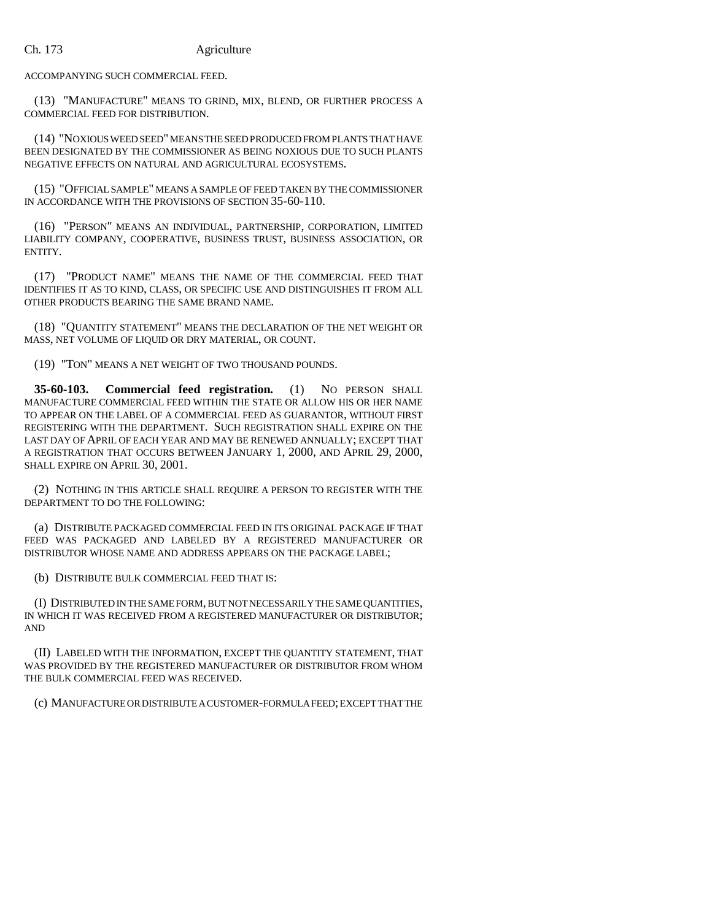ACCOMPANYING SUCH COMMERCIAL FEED.

(13) "MANUFACTURE" MEANS TO GRIND, MIX, BLEND, OR FURTHER PROCESS A COMMERCIAL FEED FOR DISTRIBUTION.

(14) "NOXIOUS WEED SEED" MEANS THE SEED PRODUCED FROM PLANTS THAT HAVE BEEN DESIGNATED BY THE COMMISSIONER AS BEING NOXIOUS DUE TO SUCH PLANTS NEGATIVE EFFECTS ON NATURAL AND AGRICULTURAL ECOSYSTEMS.

(15) "OFFICIAL SAMPLE" MEANS A SAMPLE OF FEED TAKEN BY THE COMMISSIONER IN ACCORDANCE WITH THE PROVISIONS OF SECTION 35-60-110.

(16) "PERSON" MEANS AN INDIVIDUAL, PARTNERSHIP, CORPORATION, LIMITED LIABILITY COMPANY, COOPERATIVE, BUSINESS TRUST, BUSINESS ASSOCIATION, OR ENTITY.

(17) "PRODUCT NAME" MEANS THE NAME OF THE COMMERCIAL FEED THAT IDENTIFIES IT AS TO KIND, CLASS, OR SPECIFIC USE AND DISTINGUISHES IT FROM ALL OTHER PRODUCTS BEARING THE SAME BRAND NAME.

(18) "QUANTITY STATEMENT" MEANS THE DECLARATION OF THE NET WEIGHT OR MASS, NET VOLUME OF LIQUID OR DRY MATERIAL, OR COUNT.

(19) "TON" MEANS A NET WEIGHT OF TWO THOUSAND POUNDS.

**35-60-103. Commercial feed registration.** (1) NO PERSON SHALL MANUFACTURE COMMERCIAL FEED WITHIN THE STATE OR ALLOW HIS OR HER NAME TO APPEAR ON THE LABEL OF A COMMERCIAL FEED AS GUARANTOR, WITHOUT FIRST REGISTERING WITH THE DEPARTMENT. SUCH REGISTRATION SHALL EXPIRE ON THE LAST DAY OF APRIL OF EACH YEAR AND MAY BE RENEWED ANNUALLY; EXCEPT THAT A REGISTRATION THAT OCCURS BETWEEN JANUARY 1, 2000, AND APRIL 29, 2000, SHALL EXPIRE ON APRIL 30, 2001.

(2) NOTHING IN THIS ARTICLE SHALL REQUIRE A PERSON TO REGISTER WITH THE DEPARTMENT TO DO THE FOLLOWING:

(a) DISTRIBUTE PACKAGED COMMERCIAL FEED IN ITS ORIGINAL PACKAGE IF THAT FEED WAS PACKAGED AND LABELED BY A REGISTERED MANUFACTURER OR DISTRIBUTOR WHOSE NAME AND ADDRESS APPEARS ON THE PACKAGE LABEL;

(b) DISTRIBUTE BULK COMMERCIAL FEED THAT IS:

(I) DISTRIBUTED IN THE SAME FORM, BUT NOT NECESSARILY THE SAME QUANTITIES, IN WHICH IT WAS RECEIVED FROM A REGISTERED MANUFACTURER OR DISTRIBUTOR; AND

(II) LABELED WITH THE INFORMATION, EXCEPT THE QUANTITY STATEMENT, THAT WAS PROVIDED BY THE REGISTERED MANUFACTURER OR DISTRIBUTOR FROM WHOM THE BULK COMMERCIAL FEED WAS RECEIVED.

(c) MANUFACTURE OR DISTRIBUTE A CUSTOMER-FORMULA FEED; EXCEPT THAT THE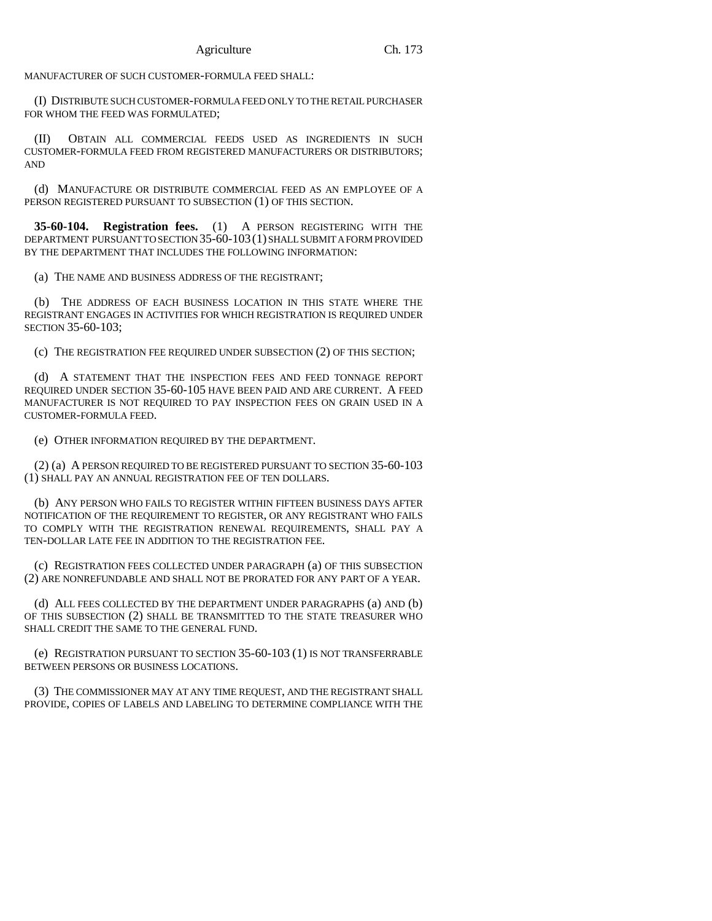MANUFACTURER OF SUCH CUSTOMER-FORMULA FEED SHALL:

(I) DISTRIBUTE SUCH CUSTOMER-FORMULA FEED ONLY TO THE RETAIL PURCHASER FOR WHOM THE FEED WAS FORMULATED;

(II) OBTAIN ALL COMMERCIAL FEEDS USED AS INGREDIENTS IN SUCH CUSTOMER-FORMULA FEED FROM REGISTERED MANUFACTURERS OR DISTRIBUTORS; AND

(d) MANUFACTURE OR DISTRIBUTE COMMERCIAL FEED AS AN EMPLOYEE OF A PERSON REGISTERED PURSUANT TO SUBSECTION (1) OF THIS SECTION.

**35-60-104. Registration fees.** (1) A PERSON REGISTERING WITH THE DEPARTMENT PURSUANT TO SECTION 35-60-103 (1) SHALL SUBMIT A FORM PROVIDED BY THE DEPARTMENT THAT INCLUDES THE FOLLOWING INFORMATION:

(a) THE NAME AND BUSINESS ADDRESS OF THE REGISTRANT;

(b) THE ADDRESS OF EACH BUSINESS LOCATION IN THIS STATE WHERE THE REGISTRANT ENGAGES IN ACTIVITIES FOR WHICH REGISTRATION IS REQUIRED UNDER SECTION 35-60-103;

(c) THE REGISTRATION FEE REQUIRED UNDER SUBSECTION (2) OF THIS SECTION;

(d) A STATEMENT THAT THE INSPECTION FEES AND FEED TONNAGE REPORT REQUIRED UNDER SECTION 35-60-105 HAVE BEEN PAID AND ARE CURRENT. A FEED MANUFACTURER IS NOT REQUIRED TO PAY INSPECTION FEES ON GRAIN USED IN A CUSTOMER-FORMULA FEED.

(e) OTHER INFORMATION REQUIRED BY THE DEPARTMENT.

(2) (a) A PERSON REQUIRED TO BE REGISTERED PURSUANT TO SECTION 35-60-103 (1) SHALL PAY AN ANNUAL REGISTRATION FEE OF TEN DOLLARS.

(b) ANY PERSON WHO FAILS TO REGISTER WITHIN FIFTEEN BUSINESS DAYS AFTER NOTIFICATION OF THE REQUIREMENT TO REGISTER, OR ANY REGISTRANT WHO FAILS TO COMPLY WITH THE REGISTRATION RENEWAL REQUIREMENTS, SHALL PAY A TEN-DOLLAR LATE FEE IN ADDITION TO THE REGISTRATION FEE.

(c) REGISTRATION FEES COLLECTED UNDER PARAGRAPH (a) OF THIS SUBSECTION (2) ARE NONREFUNDABLE AND SHALL NOT BE PRORATED FOR ANY PART OF A YEAR.

(d) ALL FEES COLLECTED BY THE DEPARTMENT UNDER PARAGRAPHS (a) AND (b) OF THIS SUBSECTION (2) SHALL BE TRANSMITTED TO THE STATE TREASURER WHO SHALL CREDIT THE SAME TO THE GENERAL FUND.

(e) REGISTRATION PURSUANT TO SECTION 35-60-103 (1) IS NOT TRANSFERRABLE BETWEEN PERSONS OR BUSINESS LOCATIONS.

(3) THE COMMISSIONER MAY AT ANY TIME REQUEST, AND THE REGISTRANT SHALL PROVIDE, COPIES OF LABELS AND LABELING TO DETERMINE COMPLIANCE WITH THE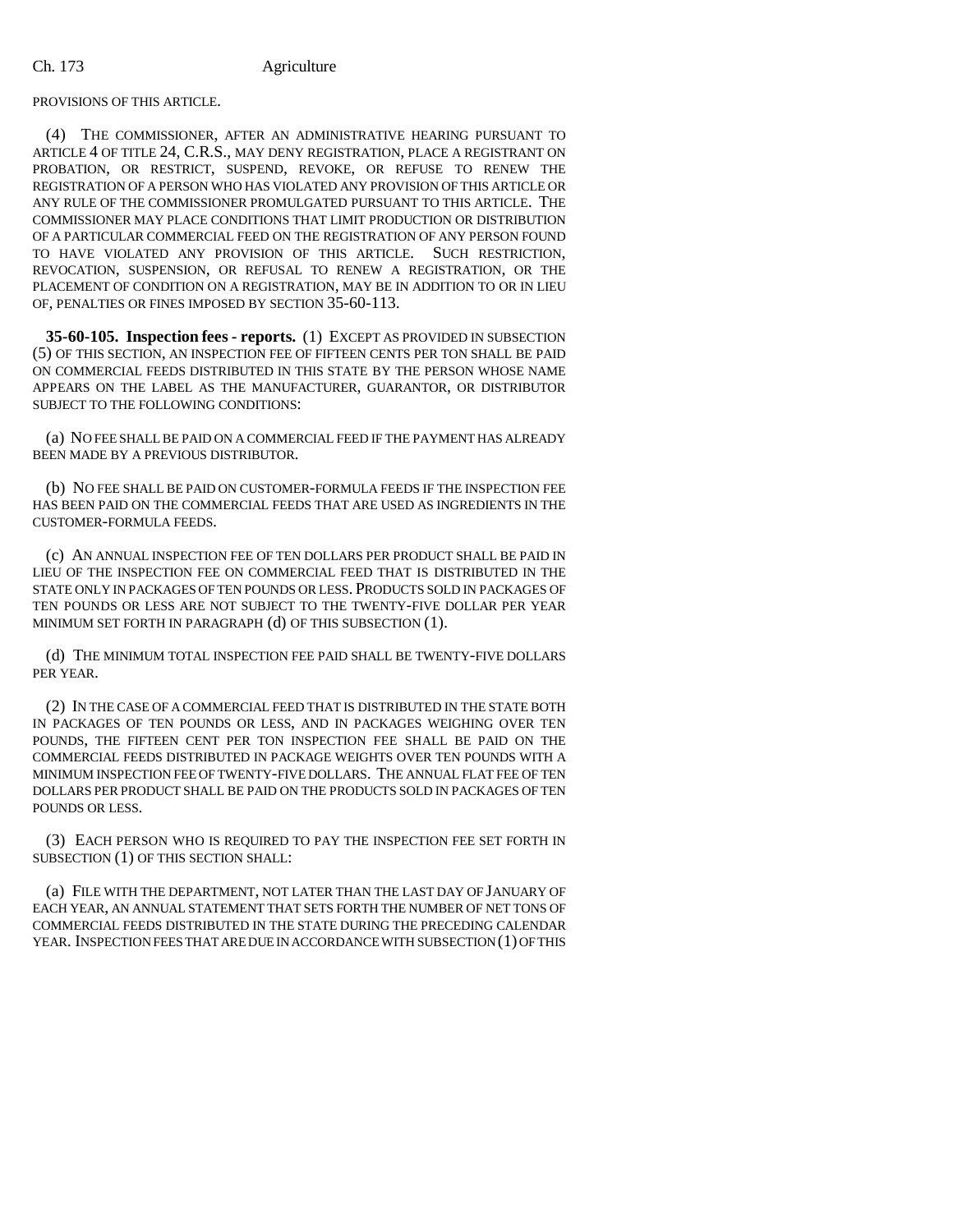PROVISIONS OF THIS ARTICLE.

(4) THE COMMISSIONER, AFTER AN ADMINISTRATIVE HEARING PURSUANT TO ARTICLE 4 OF TITLE 24, C.R.S., MAY DENY REGISTRATION, PLACE A REGISTRANT ON PROBATION, OR RESTRICT, SUSPEND, REVOKE, OR REFUSE TO RENEW THE REGISTRATION OF A PERSON WHO HAS VIOLATED ANY PROVISION OF THIS ARTICLE OR ANY RULE OF THE COMMISSIONER PROMULGATED PURSUANT TO THIS ARTICLE. THE COMMISSIONER MAY PLACE CONDITIONS THAT LIMIT PRODUCTION OR DISTRIBUTION OF A PARTICULAR COMMERCIAL FEED ON THE REGISTRATION OF ANY PERSON FOUND TO HAVE VIOLATED ANY PROVISION OF THIS ARTICLE. SUCH RESTRICTION, REVOCATION, SUSPENSION, OR REFUSAL TO RENEW A REGISTRATION, OR THE PLACEMENT OF CONDITION ON A REGISTRATION, MAY BE IN ADDITION TO OR IN LIEU OF, PENALTIES OR FINES IMPOSED BY SECTION 35-60-113.

**35-60-105. Inspection fees - reports.** (1) EXCEPT AS PROVIDED IN SUBSECTION (5) OF THIS SECTION, AN INSPECTION FEE OF FIFTEEN CENTS PER TON SHALL BE PAID ON COMMERCIAL FEEDS DISTRIBUTED IN THIS STATE BY THE PERSON WHOSE NAME APPEARS ON THE LABEL AS THE MANUFACTURER, GUARANTOR, OR DISTRIBUTOR SUBJECT TO THE FOLLOWING CONDITIONS:

(a) NO FEE SHALL BE PAID ON A COMMERCIAL FEED IF THE PAYMENT HAS ALREADY BEEN MADE BY A PREVIOUS DISTRIBUTOR.

(b) NO FEE SHALL BE PAID ON CUSTOMER-FORMULA FEEDS IF THE INSPECTION FEE HAS BEEN PAID ON THE COMMERCIAL FEEDS THAT ARE USED AS INGREDIENTS IN THE CUSTOMER-FORMULA FEEDS.

(c) AN ANNUAL INSPECTION FEE OF TEN DOLLARS PER PRODUCT SHALL BE PAID IN LIEU OF THE INSPECTION FEE ON COMMERCIAL FEED THAT IS DISTRIBUTED IN THE STATE ONLY IN PACKAGES OF TEN POUNDS OR LESS. PRODUCTS SOLD IN PACKAGES OF TEN POUNDS OR LESS ARE NOT SUBJECT TO THE TWENTY-FIVE DOLLAR PER YEAR MINIMUM SET FORTH IN PARAGRAPH (d) OF THIS SUBSECTION (1).

(d) THE MINIMUM TOTAL INSPECTION FEE PAID SHALL BE TWENTY-FIVE DOLLARS PER YEAR.

(2) IN THE CASE OF A COMMERCIAL FEED THAT IS DISTRIBUTED IN THE STATE BOTH IN PACKAGES OF TEN POUNDS OR LESS, AND IN PACKAGES WEIGHING OVER TEN POUNDS, THE FIFTEEN CENT PER TON INSPECTION FEE SHALL BE PAID ON THE COMMERCIAL FEEDS DISTRIBUTED IN PACKAGE WEIGHTS OVER TEN POUNDS WITH A MINIMUM INSPECTION FEE OF TWENTY-FIVE DOLLARS. THE ANNUAL FLAT FEE OF TEN DOLLARS PER PRODUCT SHALL BE PAID ON THE PRODUCTS SOLD IN PACKAGES OF TEN POUNDS OR LESS.

(3) EACH PERSON WHO IS REQUIRED TO PAY THE INSPECTION FEE SET FORTH IN SUBSECTION (1) OF THIS SECTION SHALL:

(a) FILE WITH THE DEPARTMENT, NOT LATER THAN THE LAST DAY OF JANUARY OF EACH YEAR, AN ANNUAL STATEMENT THAT SETS FORTH THE NUMBER OF NET TONS OF COMMERCIAL FEEDS DISTRIBUTED IN THE STATE DURING THE PRECEDING CALENDAR YEAR. INSPECTION FEES THAT ARE DUE IN ACCORDANCE WITH SUBSECTION (1) OF THIS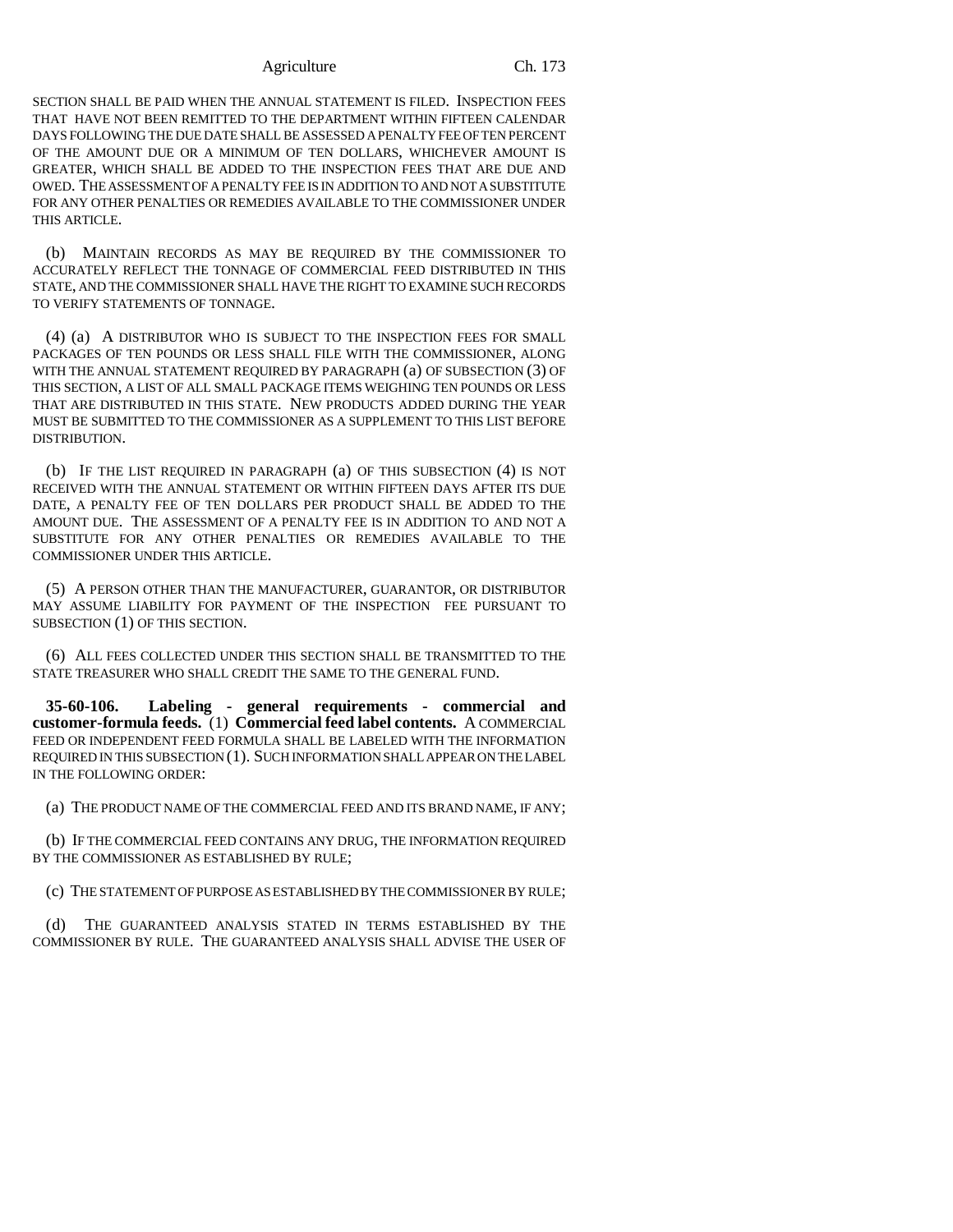SECTION SHALL BE PAID WHEN THE ANNUAL STATEMENT IS FILED. INSPECTION FEES THAT HAVE NOT BEEN REMITTED TO THE DEPARTMENT WITHIN FIFTEEN CALENDAR DAYS FOLLOWING THE DUE DATE SHALL BE ASSESSED A PENALTY FEE OF TEN PERCENT OF THE AMOUNT DUE OR A MINIMUM OF TEN DOLLARS, WHICHEVER AMOUNT IS GREATER, WHICH SHALL BE ADDED TO THE INSPECTION FEES THAT ARE DUE AND OWED. THE ASSESSMENT OF A PENALTY FEE IS IN ADDITION TO AND NOT A SUBSTITUTE FOR ANY OTHER PENALTIES OR REMEDIES AVAILABLE TO THE COMMISSIONER UNDER THIS ARTICLE.

(b) MAINTAIN RECORDS AS MAY BE REQUIRED BY THE COMMISSIONER TO ACCURATELY REFLECT THE TONNAGE OF COMMERCIAL FEED DISTRIBUTED IN THIS STATE, AND THE COMMISSIONER SHALL HAVE THE RIGHT TO EXAMINE SUCH RECORDS TO VERIFY STATEMENTS OF TONNAGE.

(4) (a) A DISTRIBUTOR WHO IS SUBJECT TO THE INSPECTION FEES FOR SMALL PACKAGES OF TEN POUNDS OR LESS SHALL FILE WITH THE COMMISSIONER, ALONG WITH THE ANNUAL STATEMENT REQUIRED BY PARAGRAPH (a) OF SUBSECTION (3) OF THIS SECTION, A LIST OF ALL SMALL PACKAGE ITEMS WEIGHING TEN POUNDS OR LESS THAT ARE DISTRIBUTED IN THIS STATE. NEW PRODUCTS ADDED DURING THE YEAR MUST BE SUBMITTED TO THE COMMISSIONER AS A SUPPLEMENT TO THIS LIST BEFORE DISTRIBUTION.

(b) IF THE LIST REQUIRED IN PARAGRAPH (a) OF THIS SUBSECTION (4) IS NOT RECEIVED WITH THE ANNUAL STATEMENT OR WITHIN FIFTEEN DAYS AFTER ITS DUE DATE, A PENALTY FEE OF TEN DOLLARS PER PRODUCT SHALL BE ADDED TO THE AMOUNT DUE. THE ASSESSMENT OF A PENALTY FEE IS IN ADDITION TO AND NOT A SUBSTITUTE FOR ANY OTHER PENALTIES OR REMEDIES AVAILABLE TO THE COMMISSIONER UNDER THIS ARTICLE.

(5) A PERSON OTHER THAN THE MANUFACTURER, GUARANTOR, OR DISTRIBUTOR MAY ASSUME LIABILITY FOR PAYMENT OF THE INSPECTION FEE PURSUANT TO SUBSECTION (1) OF THIS SECTION.

(6) ALL FEES COLLECTED UNDER THIS SECTION SHALL BE TRANSMITTED TO THE STATE TREASURER WHO SHALL CREDIT THE SAME TO THE GENERAL FUND.

**35-60-106. Labeling - general requirements - commercial and customer-formula feeds.** (1) **Commercial feed label contents.** A COMMERCIAL FEED OR INDEPENDENT FEED FORMULA SHALL BE LABELED WITH THE INFORMATION REQUIRED IN THIS SUBSECTION (1). SUCH INFORMATION SHALL APPEAR ON THE LABEL IN THE FOLLOWING ORDER:

(a) THE PRODUCT NAME OF THE COMMERCIAL FEED AND ITS BRAND NAME, IF ANY;

(b) IF THE COMMERCIAL FEED CONTAINS ANY DRUG, THE INFORMATION REQUIRED BY THE COMMISSIONER AS ESTABLISHED BY RULE;

(c) THE STATEMENT OF PURPOSE AS ESTABLISHED BY THE COMMISSIONER BY RULE;

(d) THE GUARANTEED ANALYSIS STATED IN TERMS ESTABLISHED BY THE COMMISSIONER BY RULE. THE GUARANTEED ANALYSIS SHALL ADVISE THE USER OF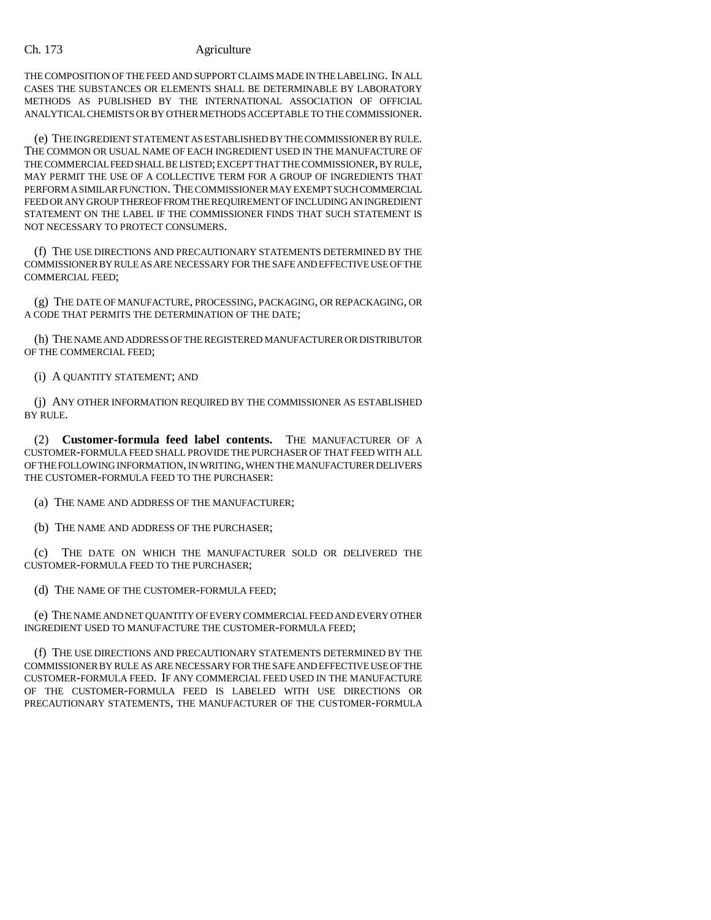THE COMPOSITION OF THE FEED AND SUPPORT CLAIMS MADE IN THE LABELING. IN ALL CASES THE SUBSTANCES OR ELEMENTS SHALL BE DETERMINABLE BY LABORATORY METHODS AS PUBLISHED BY THE INTERNATIONAL ASSOCIATION OF OFFICIAL ANALYTICAL CHEMISTS OR BY OTHER METHODS ACCEPTABLE TO THE COMMISSIONER.

(e) THE INGREDIENT STATEMENT AS ESTABLISHED BY THE COMMISSIONER BY RULE. THE COMMON OR USUAL NAME OF EACH INGREDIENT USED IN THE MANUFACTURE OF THE COMMERCIAL FEED SHALL BE LISTED; EXCEPT THAT THE COMMISSIONER, BY RULE, MAY PERMIT THE USE OF A COLLECTIVE TERM FOR A GROUP OF INGREDIENTS THAT PERFORM A SIMILAR FUNCTION. THE COMMISSIONER MAY EXEMPT SUCH COMMERCIAL FEED OR ANY GROUP THEREOF FROM THE REQUIREMENT OF INCLUDING AN INGREDIENT STATEMENT ON THE LABEL IF THE COMMISSIONER FINDS THAT SUCH STATEMENT IS NOT NECESSARY TO PROTECT CONSUMERS.

(f) THE USE DIRECTIONS AND PRECAUTIONARY STATEMENTS DETERMINED BY THE COMMISSIONER BY RULE AS ARE NECESSARY FOR THE SAFE AND EFFECTIVE USE OF THE COMMERCIAL FEED;

(g) THE DATE OF MANUFACTURE, PROCESSING, PACKAGING, OR REPACKAGING, OR A CODE THAT PERMITS THE DETERMINATION OF THE DATE;

(h) THE NAME AND ADDRESS OF THE REGISTERED MANUFACTURER OR DISTRIBUTOR OF THE COMMERCIAL FEED;

(i) A QUANTITY STATEMENT; AND

(j) ANY OTHER INFORMATION REQUIRED BY THE COMMISSIONER AS ESTABLISHED BY RULE.

(2) **Customer-formula feed label contents.** THE MANUFACTURER OF A CUSTOMER-FORMULA FEED SHALL PROVIDE THE PURCHASER OF THAT FEED WITH ALL OF THE FOLLOWING INFORMATION, IN WRITING, WHEN THE MANUFACTURER DELIVERS THE CUSTOMER-FORMULA FEED TO THE PURCHASER:

(a) THE NAME AND ADDRESS OF THE MANUFACTURER;

(b) THE NAME AND ADDRESS OF THE PURCHASER;

(c) THE DATE ON WHICH THE MANUFACTURER SOLD OR DELIVERED THE CUSTOMER-FORMULA FEED TO THE PURCHASER;

(d) THE NAME OF THE CUSTOMER-FORMULA FEED;

(e) THE NAME AND NET QUANTITY OF EVERY COMMERCIAL FEED AND EVERY OTHER INGREDIENT USED TO MANUFACTURE THE CUSTOMER-FORMULA FEED;

(f) THE USE DIRECTIONS AND PRECAUTIONARY STATEMENTS DETERMINED BY THE COMMISSIONER BY RULE AS ARE NECESSARY FOR THE SAFE AND EFFECTIVE USE OF THE CUSTOMER-FORMULA FEED. IF ANY COMMERCIAL FEED USED IN THE MANUFACTURE OF THE CUSTOMER-FORMULA FEED IS LABELED WITH USE DIRECTIONS OR PRECAUTIONARY STATEMENTS, THE MANUFACTURER OF THE CUSTOMER-FORMULA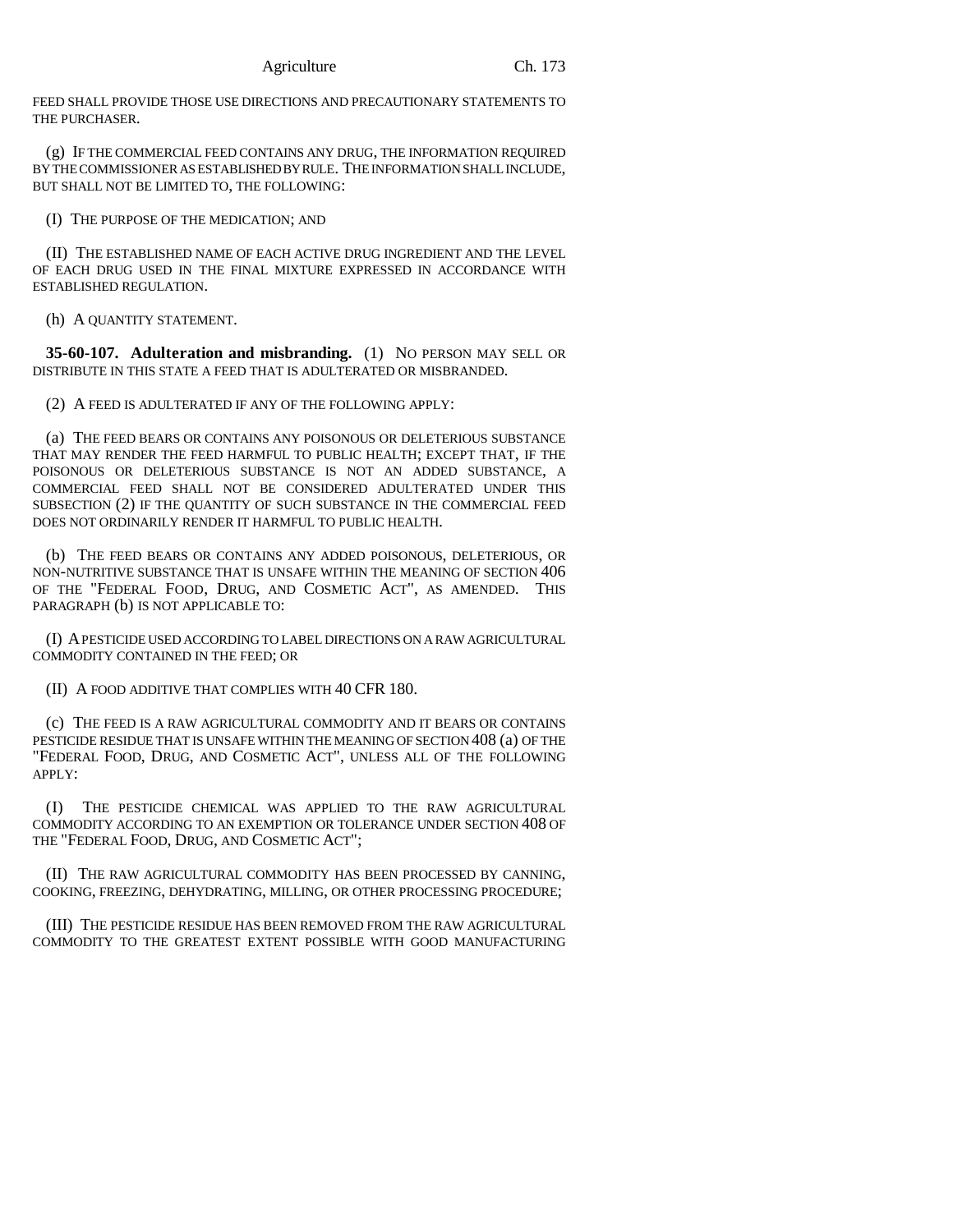FEED SHALL PROVIDE THOSE USE DIRECTIONS AND PRECAUTIONARY STATEMENTS TO THE PURCHASER.

(g) IF THE COMMERCIAL FEED CONTAINS ANY DRUG, THE INFORMATION REQUIRED BY THE COMMISSIONER AS ESTABLISHED BY RULE. THE INFORMATION SHALL INCLUDE, BUT SHALL NOT BE LIMITED TO, THE FOLLOWING:

(I) THE PURPOSE OF THE MEDICATION; AND

(II) THE ESTABLISHED NAME OF EACH ACTIVE DRUG INGREDIENT AND THE LEVEL OF EACH DRUG USED IN THE FINAL MIXTURE EXPRESSED IN ACCORDANCE WITH ESTABLISHED REGULATION.

(h) A QUANTITY STATEMENT.

**35-60-107. Adulteration and misbranding.** (1) NO PERSON MAY SELL OR DISTRIBUTE IN THIS STATE A FEED THAT IS ADULTERATED OR MISBRANDED.

(2) A FEED IS ADULTERATED IF ANY OF THE FOLLOWING APPLY:

(a) THE FEED BEARS OR CONTAINS ANY POISONOUS OR DELETERIOUS SUBSTANCE THAT MAY RENDER THE FEED HARMFUL TO PUBLIC HEALTH; EXCEPT THAT, IF THE POISONOUS OR DELETERIOUS SUBSTANCE IS NOT AN ADDED SUBSTANCE, A COMMERCIAL FEED SHALL NOT BE CONSIDERED ADULTERATED UNDER THIS SUBSECTION (2) IF THE QUANTITY OF SUCH SUBSTANCE IN THE COMMERCIAL FEED DOES NOT ORDINARILY RENDER IT HARMFUL TO PUBLIC HEALTH.

(b) THE FEED BEARS OR CONTAINS ANY ADDED POISONOUS, DELETERIOUS, OR NON-NUTRITIVE SUBSTANCE THAT IS UNSAFE WITHIN THE MEANING OF SECTION 406 OF THE "FEDERAL FOOD, DRUG, AND COSMETIC ACT", AS AMENDED. THIS PARAGRAPH (b) IS NOT APPLICABLE TO:

(I) A PESTICIDE USED ACCORDING TO LABEL DIRECTIONS ON A RAW AGRICULTURAL COMMODITY CONTAINED IN THE FEED; OR

(II) A FOOD ADDITIVE THAT COMPLIES WITH 40 CFR 180.

(c) THE FEED IS A RAW AGRICULTURAL COMMODITY AND IT BEARS OR CONTAINS PESTICIDE RESIDUE THAT IS UNSAFE WITHIN THE MEANING OF SECTION 408 (a) OF THE "FEDERAL FOOD, DRUG, AND COSMETIC ACT", UNLESS ALL OF THE FOLLOWING APPLY:

(I) THE PESTICIDE CHEMICAL WAS APPLIED TO THE RAW AGRICULTURAL COMMODITY ACCORDING TO AN EXEMPTION OR TOLERANCE UNDER SECTION 408 OF THE "FEDERAL FOOD, DRUG, AND COSMETIC ACT";

(II) THE RAW AGRICULTURAL COMMODITY HAS BEEN PROCESSED BY CANNING, COOKING, FREEZING, DEHYDRATING, MILLING, OR OTHER PROCESSING PROCEDURE;

(III) THE PESTICIDE RESIDUE HAS BEEN REMOVED FROM THE RAW AGRICULTURAL COMMODITY TO THE GREATEST EXTENT POSSIBLE WITH GOOD MANUFACTURING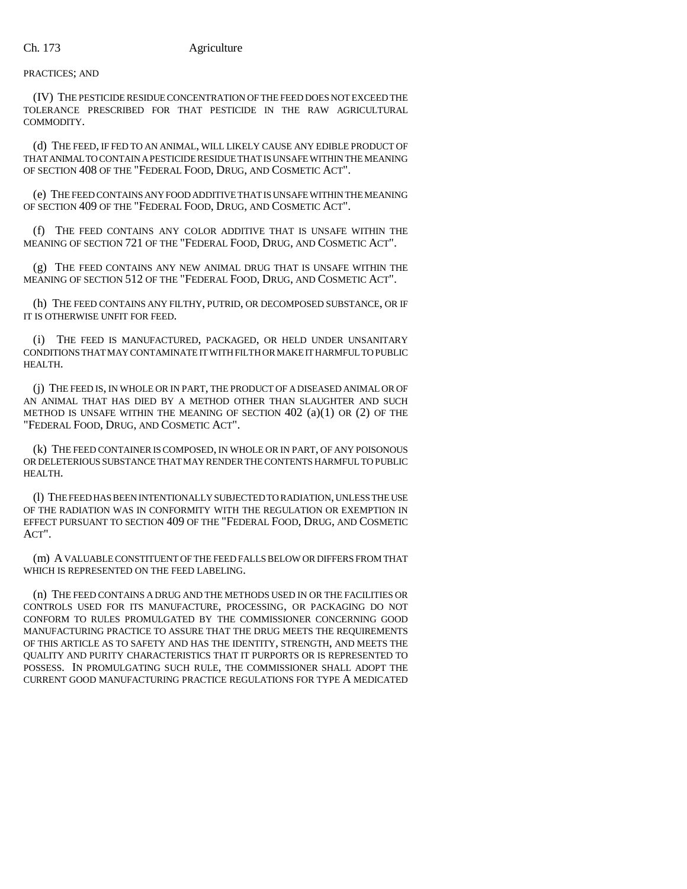PRACTICES; AND

(IV) THE PESTICIDE RESIDUE CONCENTRATION OF THE FEED DOES NOT EXCEED THE TOLERANCE PRESCRIBED FOR THAT PESTICIDE IN THE RAW AGRICULTURAL COMMODITY.

(d) THE FEED, IF FED TO AN ANIMAL, WILL LIKELY CAUSE ANY EDIBLE PRODUCT OF THAT ANIMAL TO CONTAIN A PESTICIDE RESIDUE THAT IS UNSAFE WITHIN THE MEANING OF SECTION 408 OF THE "FEDERAL FOOD, DRUG, AND COSMETIC ACT".

(e) THE FEED CONTAINS ANY FOOD ADDITIVE THAT IS UNSAFE WITHIN THE MEANING OF SECTION 409 OF THE "FEDERAL FOOD, DRUG, AND COSMETIC ACT".

(f) THE FEED CONTAINS ANY COLOR ADDITIVE THAT IS UNSAFE WITHIN THE MEANING OF SECTION 721 OF THE "FEDERAL FOOD, DRUG, AND COSMETIC ACT".

(g) THE FEED CONTAINS ANY NEW ANIMAL DRUG THAT IS UNSAFE WITHIN THE MEANING OF SECTION 512 OF THE "FEDERAL FOOD, DRUG, AND COSMETIC ACT".

(h) THE FEED CONTAINS ANY FILTHY, PUTRID, OR DECOMPOSED SUBSTANCE, OR IF IT IS OTHERWISE UNFIT FOR FEED.

(i) THE FEED IS MANUFACTURED, PACKAGED, OR HELD UNDER UNSANITARY CONDITIONS THAT MAY CONTAMINATE IT WITH FILTH OR MAKE IT HARMFUL TO PUBLIC HEALTH.

(j) THE FEED IS, IN WHOLE OR IN PART, THE PRODUCT OF A DISEASED ANIMAL OR OF AN ANIMAL THAT HAS DIED BY A METHOD OTHER THAN SLAUGHTER AND SUCH METHOD IS UNSAFE WITHIN THE MEANING OF SECTION 402 (a)(1) OR (2) OF THE "FEDERAL FOOD, DRUG, AND COSMETIC ACT".

(k) THE FEED CONTAINER IS COMPOSED, IN WHOLE OR IN PART, OF ANY POISONOUS OR DELETERIOUS SUBSTANCE THAT MAY RENDER THE CONTENTS HARMFUL TO PUBLIC HEALTH.

(l) THE FEED HAS BEEN INTENTIONALLY SUBJECTED TO RADIATION, UNLESS THE USE OF THE RADIATION WAS IN CONFORMITY WITH THE REGULATION OR EXEMPTION IN EFFECT PURSUANT TO SECTION 409 OF THE "FEDERAL FOOD, DRUG, AND COSMETIC ACT".

(m) A VALUABLE CONSTITUENT OF THE FEED FALLS BELOW OR DIFFERS FROM THAT WHICH IS REPRESENTED ON THE FEED LABELING.

(n) THE FEED CONTAINS A DRUG AND THE METHODS USED IN OR THE FACILITIES OR CONTROLS USED FOR ITS MANUFACTURE, PROCESSING, OR PACKAGING DO NOT CONFORM TO RULES PROMULGATED BY THE COMMISSIONER CONCERNING GOOD MANUFACTURING PRACTICE TO ASSURE THAT THE DRUG MEETS THE REQUIREMENTS OF THIS ARTICLE AS TO SAFETY AND HAS THE IDENTITY, STRENGTH, AND MEETS THE QUALITY AND PURITY CHARACTERISTICS THAT IT PURPORTS OR IS REPRESENTED TO POSSESS. IN PROMULGATING SUCH RULE, THE COMMISSIONER SHALL ADOPT THE CURRENT GOOD MANUFACTURING PRACTICE REGULATIONS FOR TYPE A MEDICATED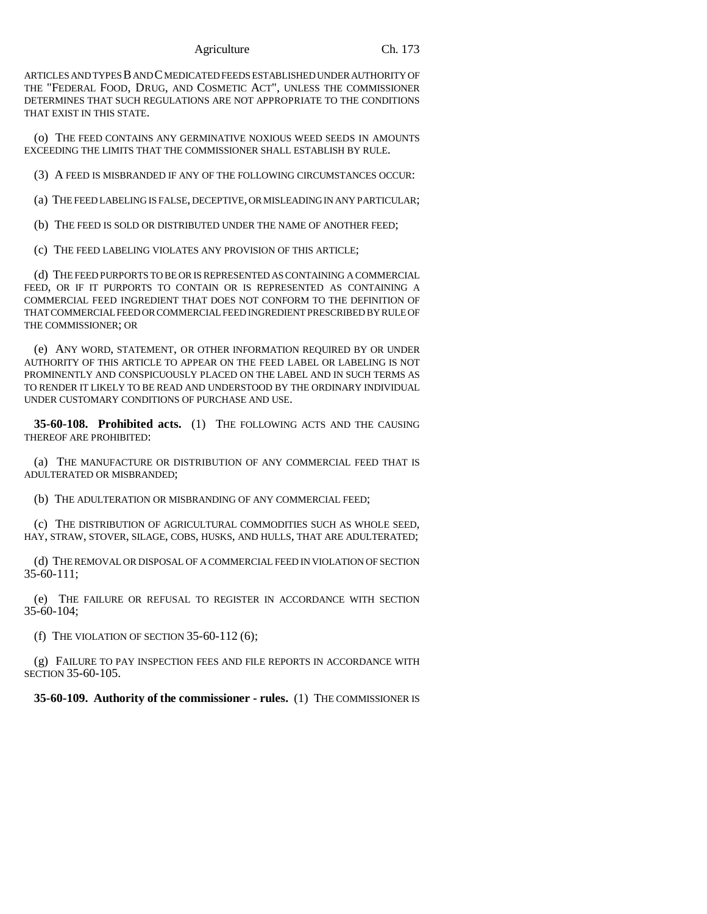ARTICLES AND TYPES B AND C MEDICATED FEEDS ESTABLISHED UNDER AUTHORITY OF THE "FEDERAL FOOD, DRUG, AND COSMETIC ACT", UNLESS THE COMMISSIONER DETERMINES THAT SUCH REGULATIONS ARE NOT APPROPRIATE TO THE CONDITIONS THAT EXIST IN THIS STATE.

(o) THE FEED CONTAINS ANY GERMINATIVE NOXIOUS WEED SEEDS IN AMOUNTS EXCEEDING THE LIMITS THAT THE COMMISSIONER SHALL ESTABLISH BY RULE.

(3) A FEED IS MISBRANDED IF ANY OF THE FOLLOWING CIRCUMSTANCES OCCUR:

(a) THE FEED LABELING IS FALSE, DECEPTIVE, OR MISLEADING IN ANY PARTICULAR;

(b) THE FEED IS SOLD OR DISTRIBUTED UNDER THE NAME OF ANOTHER FEED;

(c) THE FEED LABELING VIOLATES ANY PROVISION OF THIS ARTICLE;

(d) THE FEED PURPORTS TO BE OR IS REPRESENTED AS CONTAINING A COMMERCIAL FEED, OR IF IT PURPORTS TO CONTAIN OR IS REPRESENTED AS CONTAINING A COMMERCIAL FEED INGREDIENT THAT DOES NOT CONFORM TO THE DEFINITION OF THAT COMMERCIAL FEED OR COMMERCIAL FEED INGREDIENT PRESCRIBED BY RULE OF THE COMMISSIONER; OR

(e) ANY WORD, STATEMENT, OR OTHER INFORMATION REQUIRED BY OR UNDER AUTHORITY OF THIS ARTICLE TO APPEAR ON THE FEED LABEL OR LABELING IS NOT PROMINENTLY AND CONSPICUOUSLY PLACED ON THE LABEL AND IN SUCH TERMS AS TO RENDER IT LIKELY TO BE READ AND UNDERSTOOD BY THE ORDINARY INDIVIDUAL UNDER CUSTOMARY CONDITIONS OF PURCHASE AND USE.

**35-60-108. Prohibited acts.** (1) THE FOLLOWING ACTS AND THE CAUSING THEREOF ARE PROHIBITED:

(a) THE MANUFACTURE OR DISTRIBUTION OF ANY COMMERCIAL FEED THAT IS ADULTERATED OR MISBRANDED;

(b) THE ADULTERATION OR MISBRANDING OF ANY COMMERCIAL FEED;

(c) THE DISTRIBUTION OF AGRICULTURAL COMMODITIES SUCH AS WHOLE SEED, HAY, STRAW, STOVER, SILAGE, COBS, HUSKS, AND HULLS, THAT ARE ADULTERATED;

(d) THE REMOVAL OR DISPOSAL OF A COMMERCIAL FEED IN VIOLATION OF SECTION 35-60-111;

(e) THE FAILURE OR REFUSAL TO REGISTER IN ACCORDANCE WITH SECTION 35-60-104;

(f) THE VIOLATION OF SECTION 35-60-112 (6);

(g) FAILURE TO PAY INSPECTION FEES AND FILE REPORTS IN ACCORDANCE WITH SECTION 35-60-105.

**35-60-109. Authority of the commissioner - rules.** (1) THE COMMISSIONER IS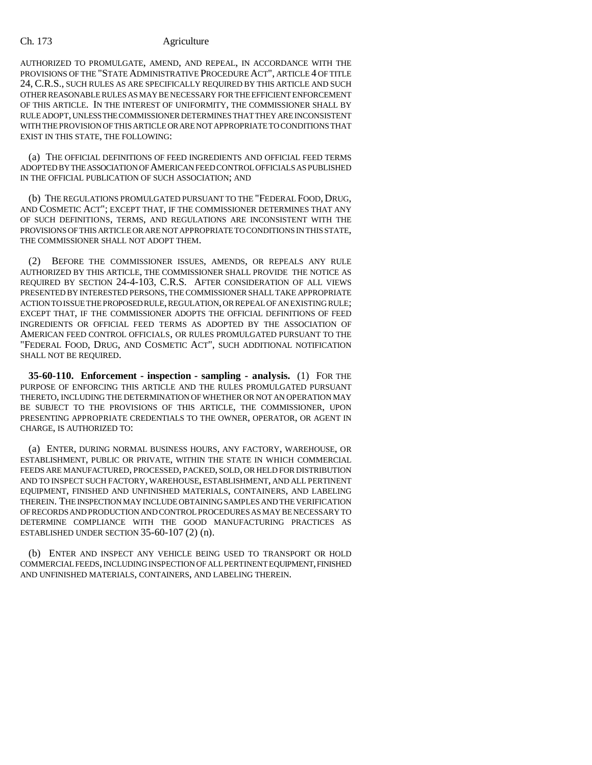AUTHORIZED TO PROMULGATE, AMEND, AND REPEAL, IN ACCORDANCE WITH THE PROVISIONS OF THE "STATE ADMINISTRATIVE PROCEDURE ACT", ARTICLE 4 OF TITLE 24, C.R.S., SUCH RULES AS ARE SPECIFICALLY REQUIRED BY THIS ARTICLE AND SUCH OTHER REASONABLE RULES AS MAY BE NECESSARY FOR THE EFFICIENT ENFORCEMENT OF THIS ARTICLE. IN THE INTEREST OF UNIFORMITY, THE COMMISSIONER SHALL BY RULE ADOPT, UNLESS THE COMMISSIONER DETERMINES THAT THEY ARE INCONSISTENT WITH THE PROVISION OF THIS ARTICLE OR ARE NOT APPROPRIATE TO CONDITIONS THAT EXIST IN THIS STATE, THE FOLLOWING:

(a) THE OFFICIAL DEFINITIONS OF FEED INGREDIENTS AND OFFICIAL FEED TERMS ADOPTED BY THE ASSOCIATION OF AMERICAN FEED CONTROL OFFICIALS AS PUBLISHED IN THE OFFICIAL PUBLICATION OF SUCH ASSOCIATION; AND

(b) THE REGULATIONS PROMULGATED PURSUANT TO THE "FEDERAL FOOD, DRUG, AND COSMETIC ACT"; EXCEPT THAT, IF THE COMMISSIONER DETERMINES THAT ANY OF SUCH DEFINITIONS, TERMS, AND REGULATIONS ARE INCONSISTENT WITH THE PROVISIONS OF THIS ARTICLE OR ARE NOT APPROPRIATE TO CONDITIONS IN THIS STATE, THE COMMISSIONER SHALL NOT ADOPT THEM.

(2) BEFORE THE COMMISSIONER ISSUES, AMENDS, OR REPEALS ANY RULE AUTHORIZED BY THIS ARTICLE, THE COMMISSIONER SHALL PROVIDE THE NOTICE AS REQUIRED BY SECTION 24-4-103, C.R.S. AFTER CONSIDERATION OF ALL VIEWS PRESENTED BY INTERESTED PERSONS, THE COMMISSIONER SHALL TAKE APPROPRIATE ACTION TO ISSUE THE PROPOSED RULE, REGULATION, OR REPEAL OF AN EXISTING RULE; EXCEPT THAT, IF THE COMMISSIONER ADOPTS THE OFFICIAL DEFINITIONS OF FEED INGREDIENTS OR OFFICIAL FEED TERMS AS ADOPTED BY THE ASSOCIATION OF AMERICAN FEED CONTROL OFFICIALS, OR RULES PROMULGATED PURSUANT TO THE "FEDERAL FOOD, DRUG, AND COSMETIC ACT", SUCH ADDITIONAL NOTIFICATION SHALL NOT BE REQUIRED.

**35-60-110. Enforcement - inspection - sampling - analysis.** (1) FOR THE PURPOSE OF ENFORCING THIS ARTICLE AND THE RULES PROMULGATED PURSUANT THERETO, INCLUDING THE DETERMINATION OF WHETHER OR NOT AN OPERATION MAY BE SUBJECT TO THE PROVISIONS OF THIS ARTICLE, THE COMMISSIONER, UPON PRESENTING APPROPRIATE CREDENTIALS TO THE OWNER, OPERATOR, OR AGENT IN CHARGE, IS AUTHORIZED TO:

(a) ENTER, DURING NORMAL BUSINESS HOURS, ANY FACTORY, WAREHOUSE, OR ESTABLISHMENT, PUBLIC OR PRIVATE, WITHIN THE STATE IN WHICH COMMERCIAL FEEDS ARE MANUFACTURED, PROCESSED, PACKED, SOLD, OR HELD FOR DISTRIBUTION AND TO INSPECT SUCH FACTORY, WAREHOUSE, ESTABLISHMENT, AND ALL PERTINENT EQUIPMENT, FINISHED AND UNFINISHED MATERIALS, CONTAINERS, AND LABELING THEREIN. THE INSPECTION MAY INCLUDE OBTAINING SAMPLES AND THE VERIFICATION OF RECORDS AND PRODUCTION AND CONTROL PROCEDURES AS MAY BE NECESSARY TO DETERMINE COMPLIANCE WITH THE GOOD MANUFACTURING PRACTICES AS ESTABLISHED UNDER SECTION 35-60-107 (2) (n).

(b) ENTER AND INSPECT ANY VEHICLE BEING USED TO TRANSPORT OR HOLD COMMERCIAL FEEDS, INCLUDING INSPECTION OF ALL PERTINENT EQUIPMENT, FINISHED AND UNFINISHED MATERIALS, CONTAINERS, AND LABELING THEREIN.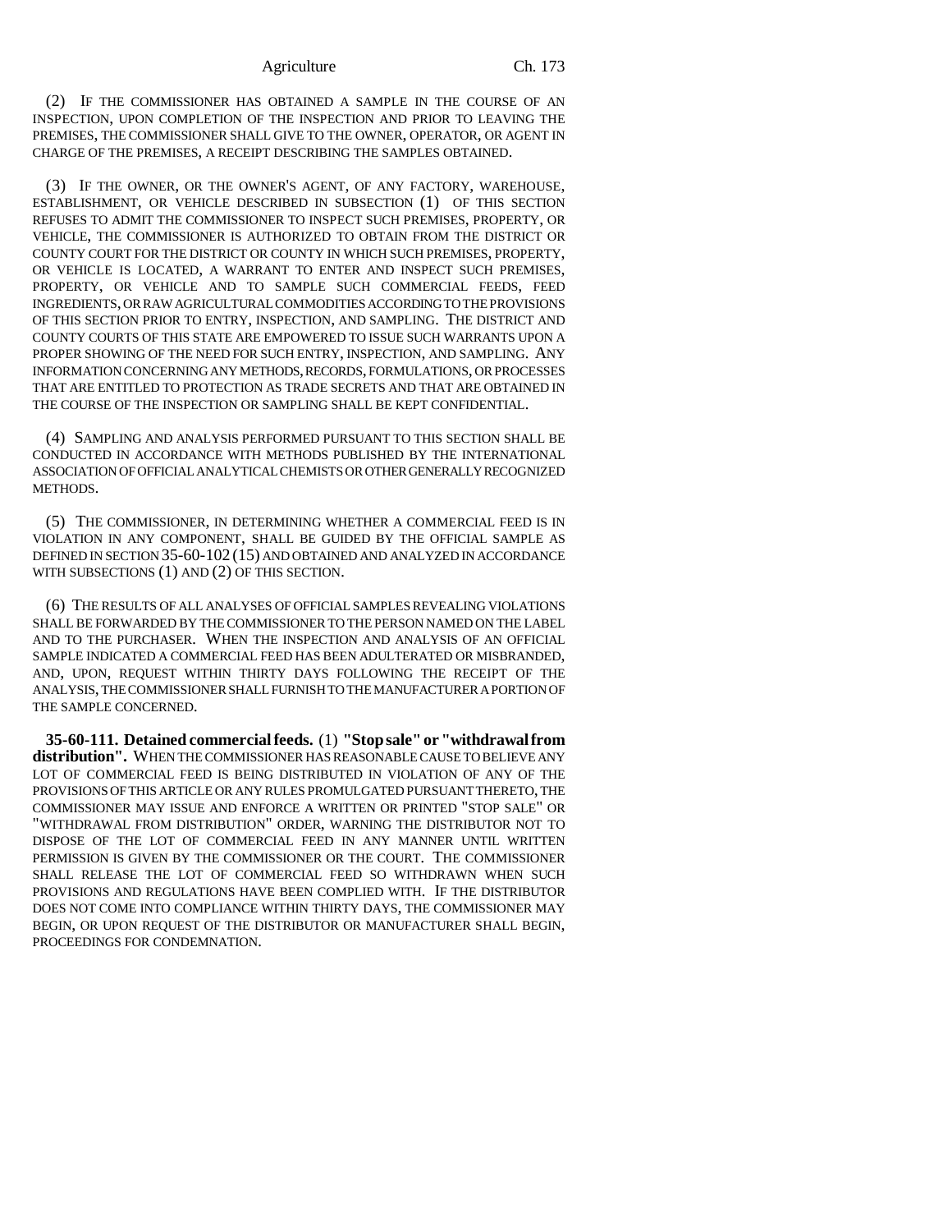(2) IF THE COMMISSIONER HAS OBTAINED A SAMPLE IN THE COURSE OF AN INSPECTION, UPON COMPLETION OF THE INSPECTION AND PRIOR TO LEAVING THE PREMISES, THE COMMISSIONER SHALL GIVE TO THE OWNER, OPERATOR, OR AGENT IN CHARGE OF THE PREMISES, A RECEIPT DESCRIBING THE SAMPLES OBTAINED.

(3) IF THE OWNER, OR THE OWNER'S AGENT, OF ANY FACTORY, WAREHOUSE, ESTABLISHMENT, OR VEHICLE DESCRIBED IN SUBSECTION (1) OF THIS SECTION REFUSES TO ADMIT THE COMMISSIONER TO INSPECT SUCH PREMISES, PROPERTY, OR VEHICLE, THE COMMISSIONER IS AUTHORIZED TO OBTAIN FROM THE DISTRICT OR COUNTY COURT FOR THE DISTRICT OR COUNTY IN WHICH SUCH PREMISES, PROPERTY, OR VEHICLE IS LOCATED, A WARRANT TO ENTER AND INSPECT SUCH PREMISES, PROPERTY, OR VEHICLE AND TO SAMPLE SUCH COMMERCIAL FEEDS, FEED INGREDIENTS, OR RAW AGRICULTURAL COMMODITIES ACCORDING TO THE PROVISIONS OF THIS SECTION PRIOR TO ENTRY, INSPECTION, AND SAMPLING. THE DISTRICT AND COUNTY COURTS OF THIS STATE ARE EMPOWERED TO ISSUE SUCH WARRANTS UPON A PROPER SHOWING OF THE NEED FOR SUCH ENTRY, INSPECTION, AND SAMPLING. ANY INFORMATION CONCERNING ANY METHODS, RECORDS, FORMULATIONS, OR PROCESSES THAT ARE ENTITLED TO PROTECTION AS TRADE SECRETS AND THAT ARE OBTAINED IN THE COURSE OF THE INSPECTION OR SAMPLING SHALL BE KEPT CONFIDENTIAL.

(4) SAMPLING AND ANALYSIS PERFORMED PURSUANT TO THIS SECTION SHALL BE CONDUCTED IN ACCORDANCE WITH METHODS PUBLISHED BY THE INTERNATIONAL ASSOCIATION OF OFFICIAL ANALYTICAL CHEMISTS OR OTHER GENERALLY RECOGNIZED METHODS.

(5) THE COMMISSIONER, IN DETERMINING WHETHER A COMMERCIAL FEED IS IN VIOLATION IN ANY COMPONENT, SHALL BE GUIDED BY THE OFFICIAL SAMPLE AS DEFINED IN SECTION 35-60-102 (15) AND OBTAINED AND ANALYZED IN ACCORDANCE WITH SUBSECTIONS (1) AND (2) OF THIS SECTION.

(6) THE RESULTS OF ALL ANALYSES OF OFFICIAL SAMPLES REVEALING VIOLATIONS SHALL BE FORWARDED BY THE COMMISSIONER TO THE PERSON NAMED ON THE LABEL AND TO THE PURCHASER. WHEN THE INSPECTION AND ANALYSIS OF AN OFFICIAL SAMPLE INDICATED A COMMERCIAL FEED HAS BEEN ADULTERATED OR MISBRANDED, AND, UPON, REQUEST WITHIN THIRTY DAYS FOLLOWING THE RECEIPT OF THE ANALYSIS, THE COMMISSIONER SHALL FURNISH TO THE MANUFACTURER A PORTION OF THE SAMPLE CONCERNED.

**35-60-111. Detained commercial feeds.** (1) **"Stop sale" or "withdrawal from distribution".** WHEN THE COMMISSIONER HAS REASONABLE CAUSE TO BELIEVE ANY LOT OF COMMERCIAL FEED IS BEING DISTRIBUTED IN VIOLATION OF ANY OF THE PROVISIONS OF THIS ARTICLE OR ANY RULES PROMULGATED PURSUANT THERETO, THE COMMISSIONER MAY ISSUE AND ENFORCE A WRITTEN OR PRINTED "STOP SALE" OR "WITHDRAWAL FROM DISTRIBUTION" ORDER, WARNING THE DISTRIBUTOR NOT TO DISPOSE OF THE LOT OF COMMERCIAL FEED IN ANY MANNER UNTIL WRITTEN PERMISSION IS GIVEN BY THE COMMISSIONER OR THE COURT. THE COMMISSIONER SHALL RELEASE THE LOT OF COMMERCIAL FEED SO WITHDRAWN WHEN SUCH PROVISIONS AND REGULATIONS HAVE BEEN COMPLIED WITH. IF THE DISTRIBUTOR DOES NOT COME INTO COMPLIANCE WITHIN THIRTY DAYS, THE COMMISSIONER MAY BEGIN, OR UPON REQUEST OF THE DISTRIBUTOR OR MANUFACTURER SHALL BEGIN, PROCEEDINGS FOR CONDEMNATION.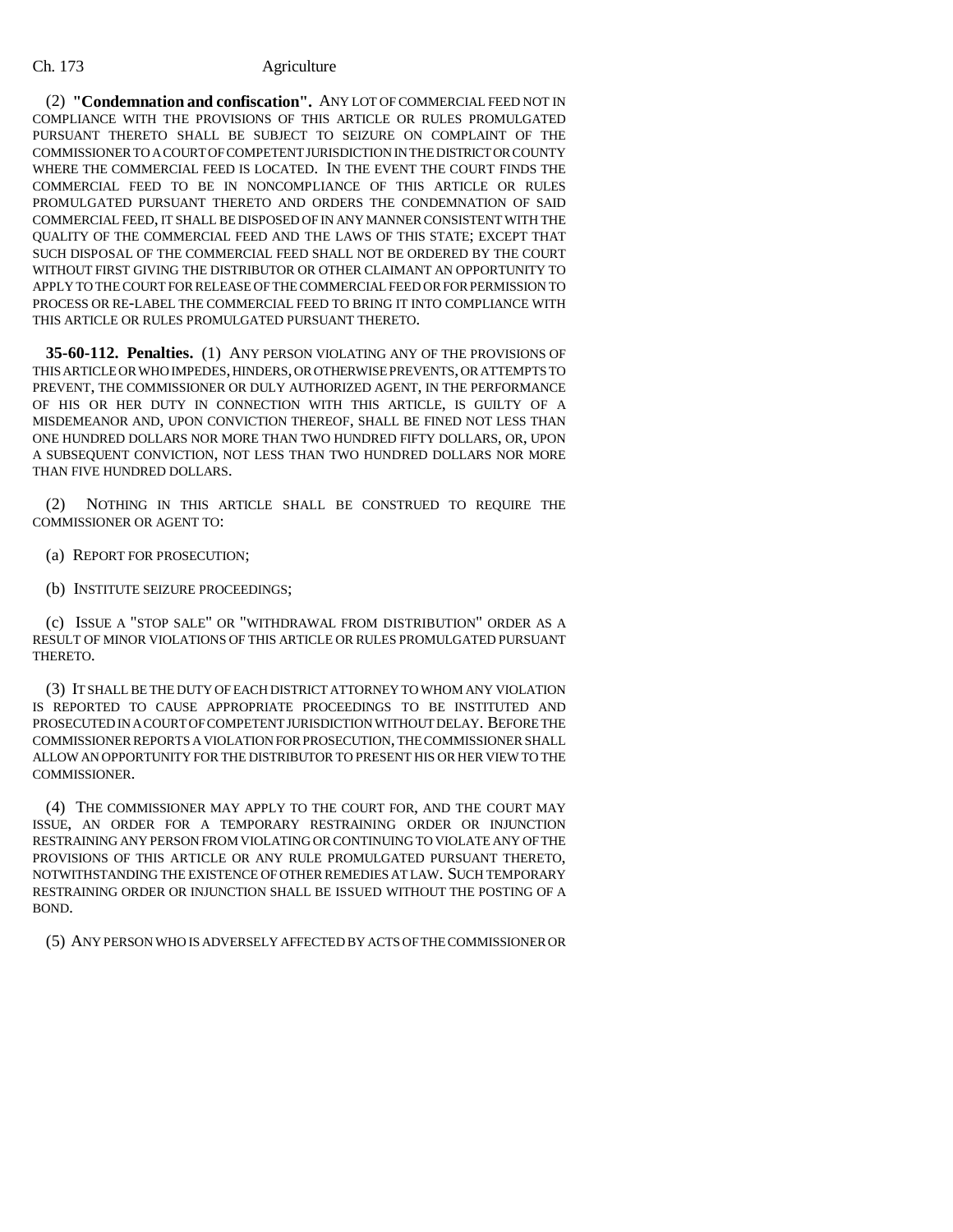(2) **"Condemnation and confiscation".** ANY LOT OF COMMERCIAL FEED NOT IN COMPLIANCE WITH THE PROVISIONS OF THIS ARTICLE OR RULES PROMULGATED PURSUANT THERETO SHALL BE SUBJECT TO SEIZURE ON COMPLAINT OF THE COMMISSIONER TO A COURT OF COMPETENT JURISDICTION IN THE DISTRICT OR COUNTY WHERE THE COMMERCIAL FEED IS LOCATED. IN THE EVENT THE COURT FINDS THE COMMERCIAL FEED TO BE IN NONCOMPLIANCE OF THIS ARTICLE OR RULES PROMULGATED PURSUANT THERETO AND ORDERS THE CONDEMNATION OF SAID COMMERCIAL FEED, IT SHALL BE DISPOSED OF IN ANY MANNER CONSISTENT WITH THE QUALITY OF THE COMMERCIAL FEED AND THE LAWS OF THIS STATE; EXCEPT THAT SUCH DISPOSAL OF THE COMMERCIAL FEED SHALL NOT BE ORDERED BY THE COURT WITHOUT FIRST GIVING THE DISTRIBUTOR OR OTHER CLAIMANT AN OPPORTUNITY TO APPLY TO THE COURT FOR RELEASE OF THE COMMERCIAL FEED OR FOR PERMISSION TO PROCESS OR RE-LABEL THE COMMERCIAL FEED TO BRING IT INTO COMPLIANCE WITH THIS ARTICLE OR RULES PROMULGATED PURSUANT THERETO.

**35-60-112. Penalties.** (1) ANY PERSON VIOLATING ANY OF THE PROVISIONS OF THIS ARTICLE OR WHO IMPEDES, HINDERS, OR OTHERWISE PREVENTS, OR ATTEMPTS TO PREVENT, THE COMMISSIONER OR DULY AUTHORIZED AGENT, IN THE PERFORMANCE OF HIS OR HER DUTY IN CONNECTION WITH THIS ARTICLE, IS GUILTY OF A MISDEMEANOR AND, UPON CONVICTION THEREOF, SHALL BE FINED NOT LESS THAN ONE HUNDRED DOLLARS NOR MORE THAN TWO HUNDRED FIFTY DOLLARS, OR, UPON A SUBSEQUENT CONVICTION, NOT LESS THAN TWO HUNDRED DOLLARS NOR MORE THAN FIVE HUNDRED DOLLARS.

(2) NOTHING IN THIS ARTICLE SHALL BE CONSTRUED TO REQUIRE THE COMMISSIONER OR AGENT TO:

(a) REPORT FOR PROSECUTION;

(b) INSTITUTE SEIZURE PROCEEDINGS;

(c) ISSUE A "STOP SALE" OR "WITHDRAWAL FROM DISTRIBUTION" ORDER AS A RESULT OF MINOR VIOLATIONS OF THIS ARTICLE OR RULES PROMULGATED PURSUANT THERETO.

(3) IT SHALL BE THE DUTY OF EACH DISTRICT ATTORNEY TO WHOM ANY VIOLATION IS REPORTED TO CAUSE APPROPRIATE PROCEEDINGS TO BE INSTITUTED AND PROSECUTED IN A COURT OF COMPETENT JURISDICTION WITHOUT DELAY. BEFORE THE COMMISSIONER REPORTS A VIOLATION FOR PROSECUTION, THE COMMISSIONER SHALL ALLOW AN OPPORTUNITY FOR THE DISTRIBUTOR TO PRESENT HIS OR HER VIEW TO THE COMMISSIONER.

(4) THE COMMISSIONER MAY APPLY TO THE COURT FOR, AND THE COURT MAY ISSUE, AN ORDER FOR A TEMPORARY RESTRAINING ORDER OR INJUNCTION RESTRAINING ANY PERSON FROM VIOLATING OR CONTINUING TO VIOLATE ANY OF THE PROVISIONS OF THIS ARTICLE OR ANY RULE PROMULGATED PURSUANT THERETO, NOTWITHSTANDING THE EXISTENCE OF OTHER REMEDIES AT LAW. SUCH TEMPORARY RESTRAINING ORDER OR INJUNCTION SHALL BE ISSUED WITHOUT THE POSTING OF A BOND.

(5) ANY PERSON WHO IS ADVERSELY AFFECTED BY ACTS OF THE COMMISSIONER OR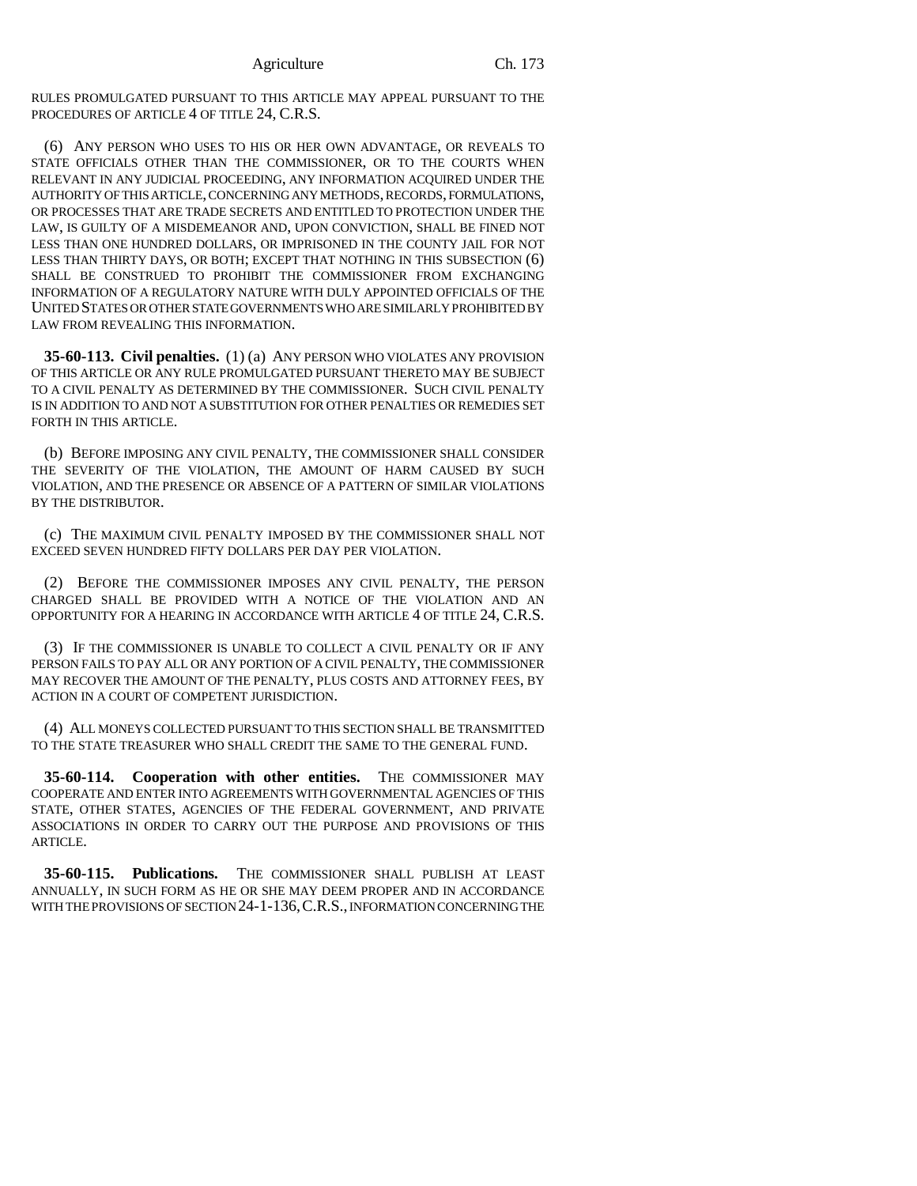RULES PROMULGATED PURSUANT TO THIS ARTICLE MAY APPEAL PURSUANT TO THE PROCEDURES OF ARTICLE 4 OF TITLE 24, C.R.S.

(6) ANY PERSON WHO USES TO HIS OR HER OWN ADVANTAGE, OR REVEALS TO STATE OFFICIALS OTHER THAN THE COMMISSIONER, OR TO THE COURTS WHEN RELEVANT IN ANY JUDICIAL PROCEEDING, ANY INFORMATION ACQUIRED UNDER THE AUTHORITY OF THIS ARTICLE, CONCERNING ANY METHODS, RECORDS, FORMULATIONS, OR PROCESSES THAT ARE TRADE SECRETS AND ENTITLED TO PROTECTION UNDER THE LAW, IS GUILTY OF A MISDEMEANOR AND, UPON CONVICTION, SHALL BE FINED NOT LESS THAN ONE HUNDRED DOLLARS, OR IMPRISONED IN THE COUNTY JAIL FOR NOT LESS THAN THIRTY DAYS, OR BOTH; EXCEPT THAT NOTHING IN THIS SUBSECTION (6) SHALL BE CONSTRUED TO PROHIBIT THE COMMISSIONER FROM EXCHANGING INFORMATION OF A REGULATORY NATURE WITH DULY APPOINTED OFFICIALS OF THE UNITED STATES OR OTHER STATE GOVERNMENTS WHO ARE SIMILARLY PROHIBITED BY LAW FROM REVEALING THIS INFORMATION.

**35-60-113. Civil penalties.** (1) (a) ANY PERSON WHO VIOLATES ANY PROVISION OF THIS ARTICLE OR ANY RULE PROMULGATED PURSUANT THERETO MAY BE SUBJECT TO A CIVIL PENALTY AS DETERMINED BY THE COMMISSIONER. SUCH CIVIL PENALTY IS IN ADDITION TO AND NOT A SUBSTITUTION FOR OTHER PENALTIES OR REMEDIES SET FORTH IN THIS ARTICLE.

(b) BEFORE IMPOSING ANY CIVIL PENALTY, THE COMMISSIONER SHALL CONSIDER THE SEVERITY OF THE VIOLATION, THE AMOUNT OF HARM CAUSED BY SUCH VIOLATION, AND THE PRESENCE OR ABSENCE OF A PATTERN OF SIMILAR VIOLATIONS BY THE DISTRIBUTOR.

(c) THE MAXIMUM CIVIL PENALTY IMPOSED BY THE COMMISSIONER SHALL NOT EXCEED SEVEN HUNDRED FIFTY DOLLARS PER DAY PER VIOLATION.

(2) BEFORE THE COMMISSIONER IMPOSES ANY CIVIL PENALTY, THE PERSON CHARGED SHALL BE PROVIDED WITH A NOTICE OF THE VIOLATION AND AN OPPORTUNITY FOR A HEARING IN ACCORDANCE WITH ARTICLE 4 OF TITLE 24, C.R.S.

(3) IF THE COMMISSIONER IS UNABLE TO COLLECT A CIVIL PENALTY OR IF ANY PERSON FAILS TO PAY ALL OR ANY PORTION OF A CIVIL PENALTY, THE COMMISSIONER MAY RECOVER THE AMOUNT OF THE PENALTY, PLUS COSTS AND ATTORNEY FEES, BY ACTION IN A COURT OF COMPETENT JURISDICTION.

(4) ALL MONEYS COLLECTED PURSUANT TO THIS SECTION SHALL BE TRANSMITTED TO THE STATE TREASURER WHO SHALL CREDIT THE SAME TO THE GENERAL FUND.

**35-60-114. Cooperation with other entities.** THE COMMISSIONER MAY COOPERATE AND ENTER INTO AGREEMENTS WITH GOVERNMENTAL AGENCIES OF THIS STATE, OTHER STATES, AGENCIES OF THE FEDERAL GOVERNMENT, AND PRIVATE ASSOCIATIONS IN ORDER TO CARRY OUT THE PURPOSE AND PROVISIONS OF THIS ARTICLE.

**35-60-115. Publications.** THE COMMISSIONER SHALL PUBLISH AT LEAST ANNUALLY, IN SUCH FORM AS HE OR SHE MAY DEEM PROPER AND IN ACCORDANCE WITH THE PROVISIONS OF SECTION 24-1-136, C.R.S., INFORMATION CONCERNING THE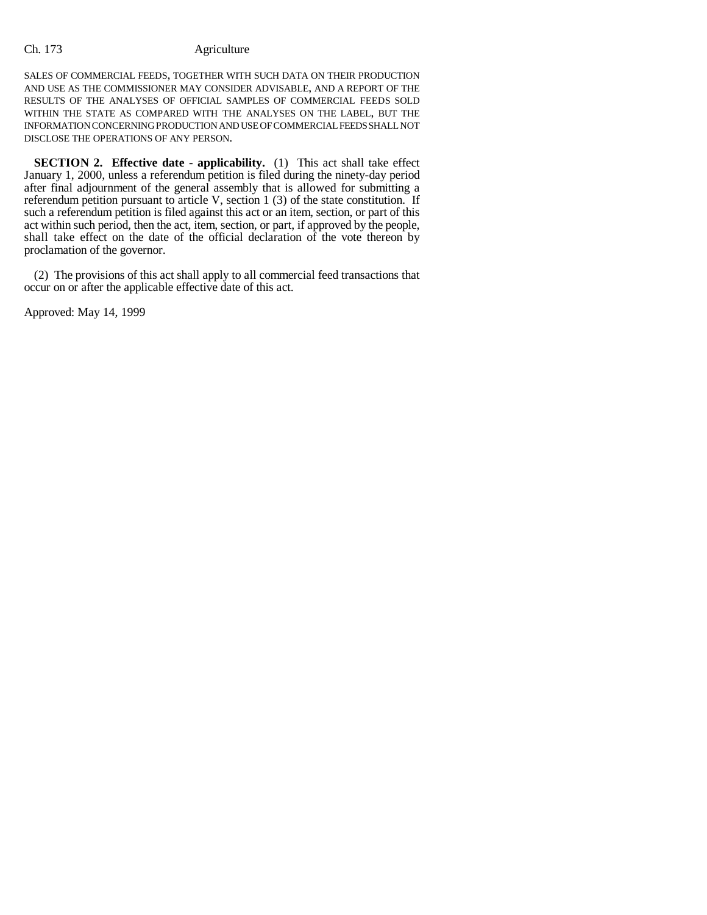SALES OF COMMERCIAL FEEDS, TOGETHER WITH SUCH DATA ON THEIR PRODUCTION AND USE AS THE COMMISSIONER MAY CONSIDER ADVISABLE, AND A REPORT OF THE RESULTS OF THE ANALYSES OF OFFICIAL SAMPLES OF COMMERCIAL FEEDS SOLD WITHIN THE STATE AS COMPARED WITH THE ANALYSES ON THE LABEL, BUT THE INFORMATION CONCERNING PRODUCTION AND USE OF COMMERCIAL FEEDS SHALL NOT DISCLOSE THE OPERATIONS OF ANY PERSON.

**SECTION 2. Effective date - applicability.** (1) This act shall take effect January 1, 2000, unless a referendum petition is filed during the ninety-day period after final adjournment of the general assembly that is allowed for submitting a referendum petition pursuant to article V, section 1 (3) of the state constitution. If such a referendum petition is filed against this act or an item, section, or part of this act within such period, then the act, item, section, or part, if approved by the people, shall take effect on the date of the official declaration of the vote thereon by proclamation of the governor.

(2) The provisions of this act shall apply to all commercial feed transactions that occur on or after the applicable effective date of this act.

Approved: May 14, 1999